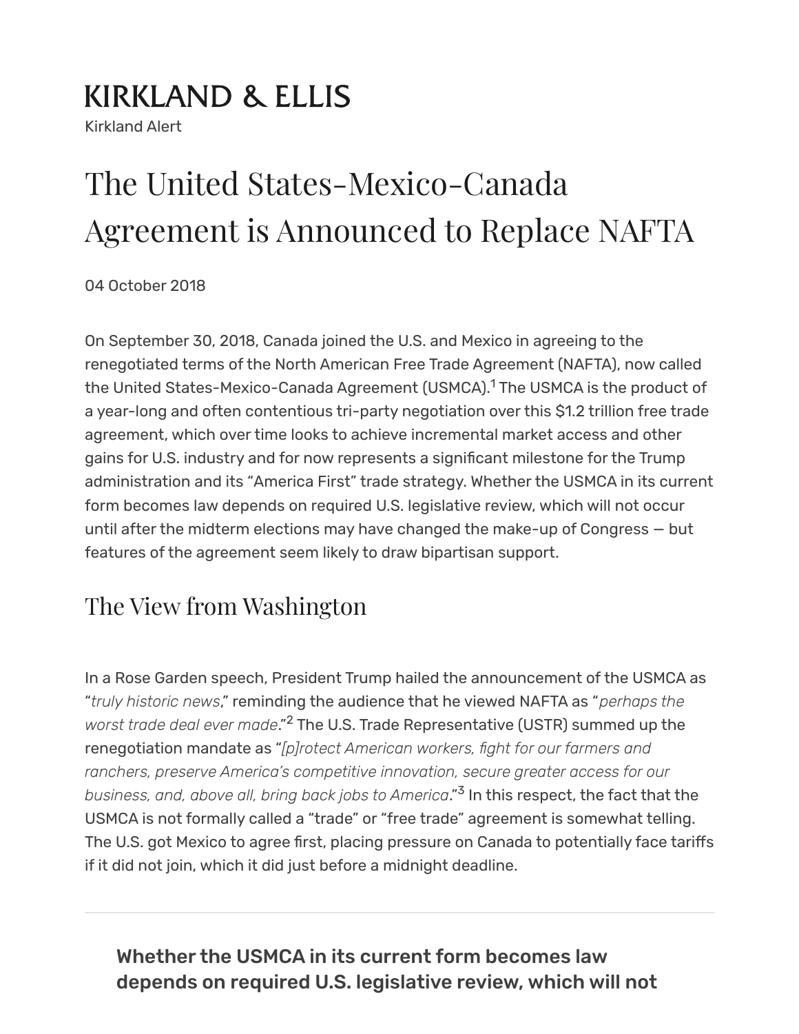# KIRKLAND & ELLIS

Kirkland Alert

# The United States-Mexico-Canada Agreement is Announced to Replace NAFTA

04 October 2018

On September 30, 2018, Canada joined the U.S. and Mexico in agreeing to the renegotiated terms of the North American Free Trade Agreement (NAFTA), now called the United States-Mexico-Canada Agreement (USMCA).[1] The USMCA is the product of a year-long and often contentious tri-party negotiation over this $1.2 trillion free trade agreement, which over time looks to achieve incremental market access and other gains for U.S. industry and for now represents a significant milestone for the Trump administration and its "America First" trade strategy. Whether the USMCA in its current form becomes law depends on required U.S. legislative review, which will not occur until after the midterm elections may have changed the make-up of Congress — but features of the agreement seem likely to draw bipartisan support.

## The View from Washington

In a Rose Garden speech, President Trump hailed the announcement of the USMCA as "*truly historic news*," reminding the audience that he viewed NAFTA as "*perhaps the worst trade deal ever made*."[2] The U.S. Trade Representative (USTR) summed up the renegotiation mandate as "*[p]rotect American workers, fight for our farmers and ranchers, preserve America's competitive innovation, secure greater access for our business, and, above all, bring back jobs to America*."[3] In this respect, the fact that the USMCA is not formally called a "trade" or "free trade" agreement is somewhat telling. The U.S. got Mexico to agree first, placing pressure on Canada to potentially face tariffs if it did not join, which it did just before a midnight deadline.

---

**Whether the USMCA in its current form becomes law depends on required U.S. legislative review, which will not**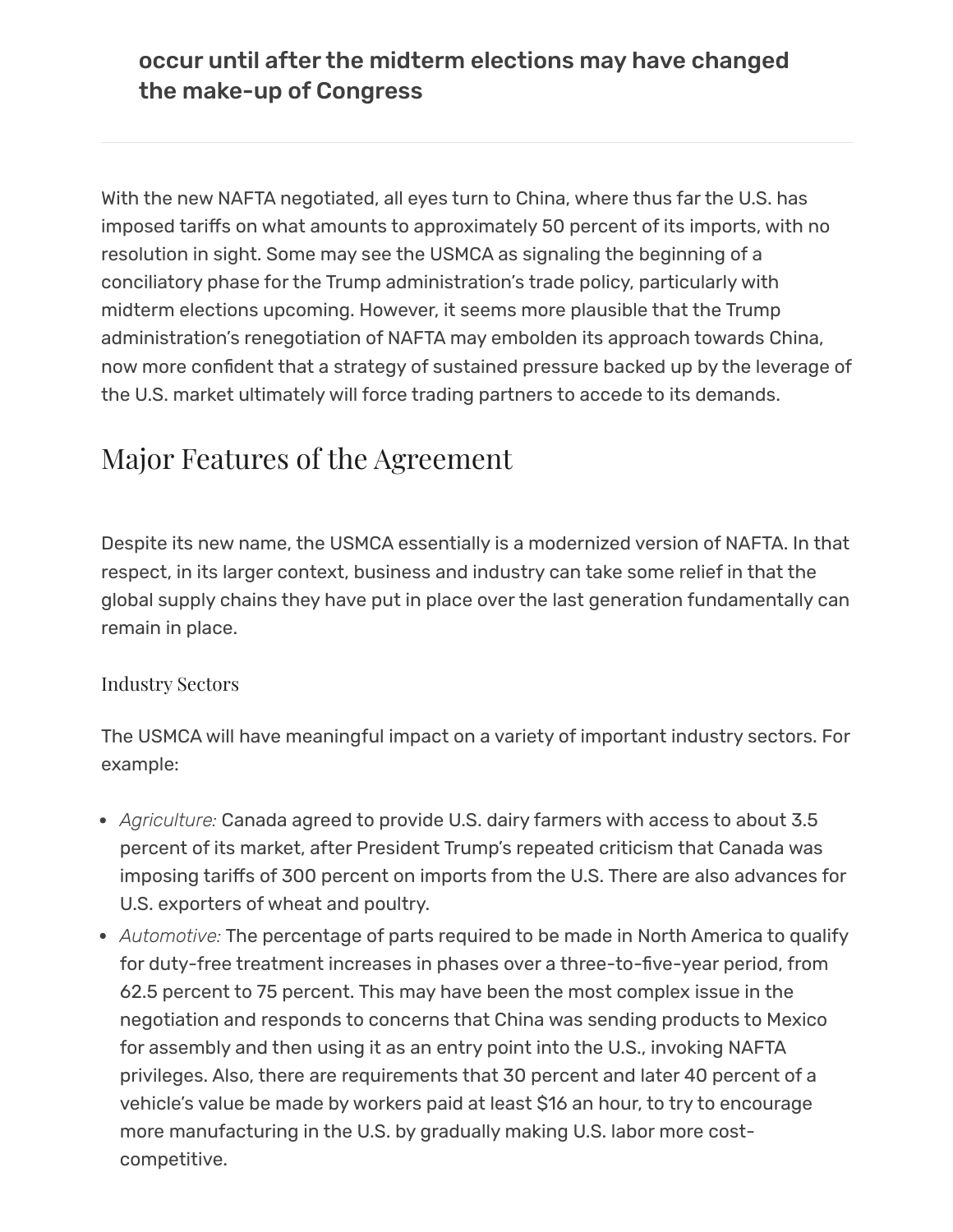**occur until after the midterm elections may have changed the make-up of Congress**

---

With the new NAFTA negotiated, all eyes turn to China, where thus far the U.S. has imposed tariffs on what amounts to approximately 50 percent of its imports, with no resolution in sight. Some may see the USMCA as signaling the beginning of a conciliatory phase for the Trump administration's trade policy, particularly with midterm elections upcoming. However, it seems more plausible that the Trump administration's renegotiation of NAFTA may embolden its approach towards China, now more confident that a strategy of sustained pressure backed up by the leverage of the U.S. market ultimately will force trading partners to accede to its demands.

## Major Features of the Agreement

Despite its new name, the USMCA essentially is a modernized version of NAFTA. In that respect, in its larger context, business and industry can take some relief in that the global supply chains they have put in place over the last generation fundamentally can remain in place.

### Industry Sectors

The USMCA will have meaningful impact on a variety of important industry sectors. For example:

- *Agriculture:* Canada agreed to provide U.S. dairy farmers with access to about 3.5 percent of its market, after President Trump's repeated criticism that Canada was imposing tariffs of 300 percent on imports from the U.S. There are also advances for U.S. exporters of wheat and poultry.
- *Automotive:* The percentage of parts required to be made in North America to qualify for duty-free treatment increases in phases over a three-to-five-year period, from 62.5 percent to 75 percent. This may have been the most complex issue in the negotiation and responds to concerns that China was sending products to Mexico for assembly and then using it as an entry point into the U.S., invoking NAFTA privileges. Also, there are requirements that 30 percent and later 40 percent of a vehicle's value be made by workers paid at least $16 an hour, to try to encourage more manufacturing in the U.S. by gradually making U.S. labor more cost-competitive.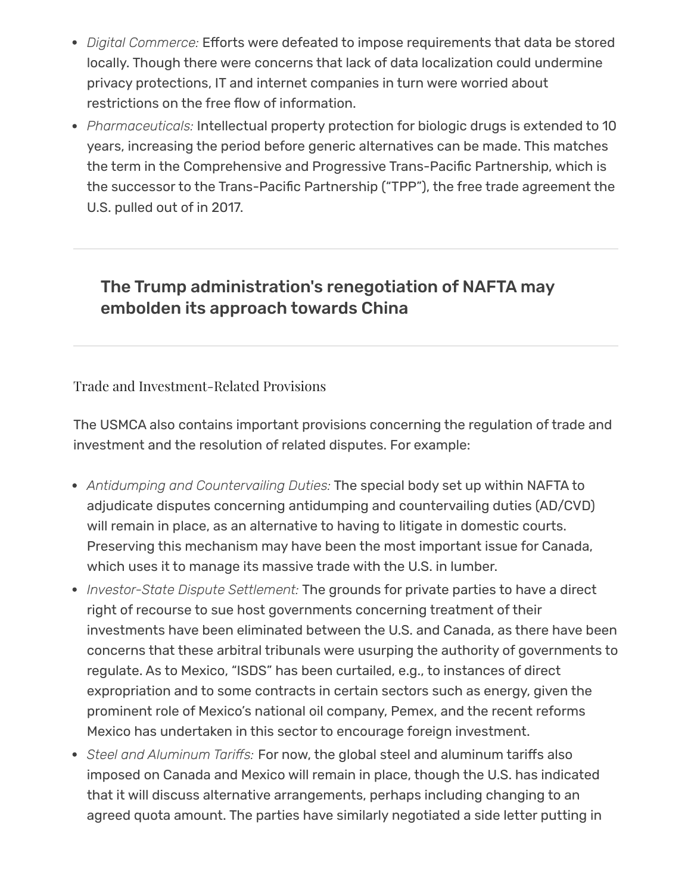- *Digital Commerce:* Efforts were defeated to impose requirements that data be stored locally. Though there were concerns that lack of data localization could undermine privacy protections, IT and internet companies in turn were worried about restrictions on the free flow of information.
- *Pharmaceuticals:* Intellectual property protection for biologic drugs is extended to 10 years, increasing the period before generic alternatives can be made. This matches the term in the Comprehensive and Progressive Trans-Pacific Partnership, which is the successor to the Trans-Pacific Partnership ("TPP"), the free trade agreement the U.S. pulled out of in 2017.

---

**The Trump administration's renegotiation of NAFTA may embolden its approach towards China**

---

## Trade and Investment-Related Provisions

The USMCA also contains important provisions concerning the regulation of trade and investment and the resolution of related disputes. For example:

- *Antidumping and Countervailing Duties:* The special body set up within NAFTA to adjudicate disputes concerning antidumping and countervailing duties (AD/CVD) will remain in place, as an alternative to having to litigate in domestic courts. Preserving this mechanism may have been the most important issue for Canada, which uses it to manage its massive trade with the U.S. in lumber.
- *Investor-State Dispute Settlement:* The grounds for private parties to have a direct right of recourse to sue host governments concerning treatment of their investments have been eliminated between the U.S. and Canada, as there have been concerns that these arbitral tribunals were usurping the authority of governments to regulate. As to Mexico, "ISDS" has been curtailed, e.g., to instances of direct expropriation and to some contracts in certain sectors such as energy, given the prominent role of Mexico's national oil company, Pemex, and the recent reforms Mexico has undertaken in this sector to encourage foreign investment.
- *Steel and Aluminum Tariffs:* For now, the global steel and aluminum tariffs also imposed on Canada and Mexico will remain in place, though the U.S. has indicated that it will discuss alternative arrangements, perhaps including changing to an agreed quota amount. The parties have similarly negotiated a side letter putting in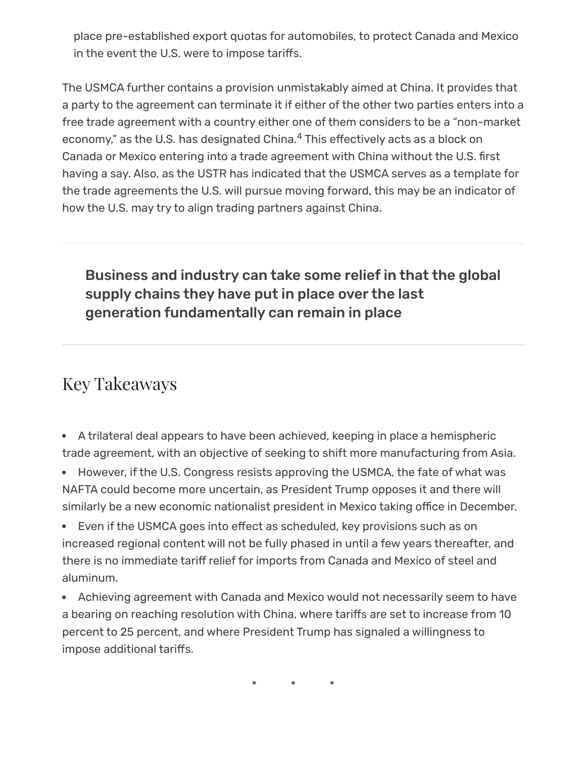place pre-established export quotas for automobiles, to protect Canada and Mexico in the event the U.S. were to impose tariffs.

The USMCA further contains a provision unmistakably aimed at China. It provides that a party to the agreement can terminate it if either of the other two parties enters into a free trade agreement with a country either one of them considers to be a "non-market economy," as the U.S. has designated China.[4] This effectively acts as a block on Canada or Mexico entering into a trade agreement with China without the U.S. first having a say. Also, as the USTR has indicated that the USMCA serves as a template for the trade agreements the U.S. will pursue moving forward, this may be an indicator of how the U.S. may try to align trading partners against China.

---

**Business and industry can take some relief in that the global supply chains they have put in place over the last generation fundamentally can remain in place**

---

## Key Takeaways

- A trilateral deal appears to have been achieved, keeping in place a hemispheric trade agreement, with an objective of seeking to shift more manufacturing from Asia.
- However, if the U.S. Congress resists approving the USMCA, the fate of what was NAFTA could become more uncertain, as President Trump opposes it and there will similarly be a new economic nationalist president in Mexico taking office in December.
- Even if the USMCA goes into effect as scheduled, key provisions such as on increased regional content will not be fully phased in until a few years thereafter, and there is no immediate tariff relief for imports from Canada and Mexico of steel and aluminum.
- Achieving agreement with Canada and Mexico would not necessarily seem to have a bearing on reaching resolution with China, where tariffs are set to increase from 10 percent to 25 percent, and where President Trump has signaled a willingness to impose additional tariffs.

\* \* \*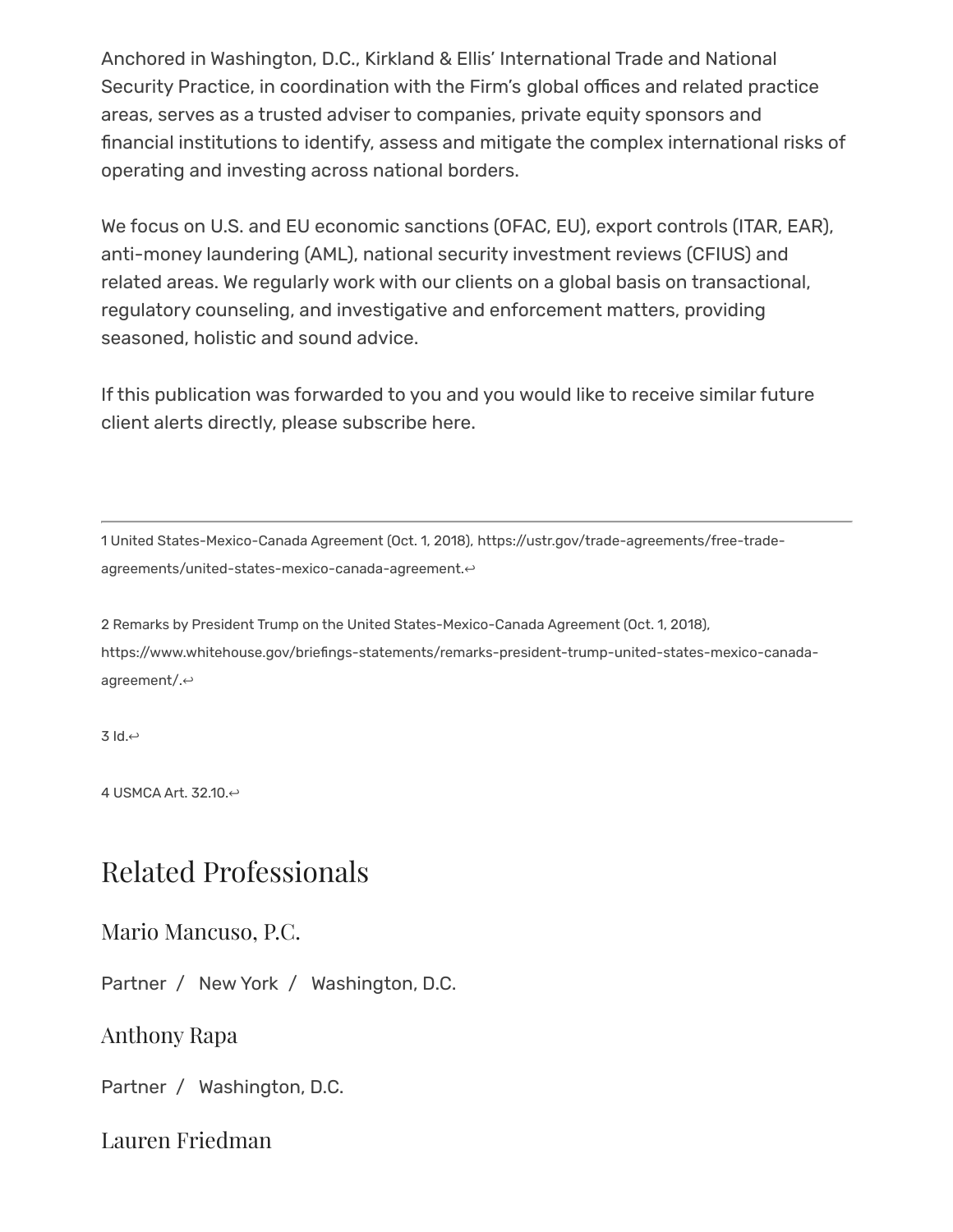Anchored in Washington, D.C., Kirkland & Ellis' International Trade and National Security Practice, in coordination with the Firm's global offices and related practice areas, serves as a trusted adviser to companies, private equity sponsors and financial institutions to identify, assess and mitigate the complex international risks of operating and investing across national borders.

We focus on U.S. and EU economic sanctions (OFAC, EU), export controls (ITAR, EAR), anti-money laundering (AML), national security investment reviews (CFIUS) and related areas. We regularly work with our clients on a global basis on transactional, regulatory counseling, and investigative and enforcement matters, providing seasoned, holistic and sound advice.

If this publication was forwarded to you and you would like to receive similar future client alerts directly, please subscribe here.

---

1 United States-Mexico-Canada Agreement (Oct. 1, 2018), https://ustr.gov/trade-agreements/free-trade-agreements/united-states-mexico-canada-agreement.↩

2 Remarks by President Trump on the United States-Mexico-Canada Agreement (Oct. 1, 2018), https://www.whitehouse.gov/briefings-statements/remarks-president-trump-united-states-mexico-canada-agreement/.↩

3 Id.↩

4 USMCA Art. 32.10.↩

## Related Professionals

### Mario Mancuso, P.C.

Partner / New York / Washington, D.C.

### Anthony Rapa

Partner / Washington, D.C.

### Lauren Friedman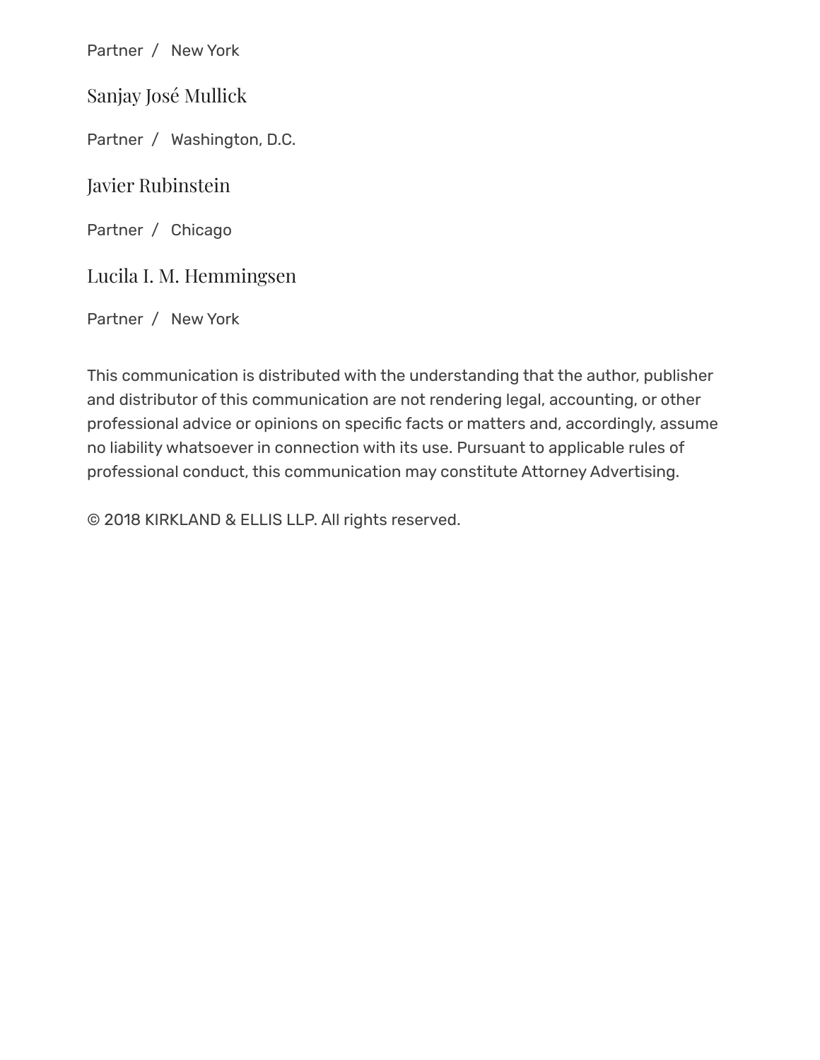Partner / New York

### Sanjay José Mullick

Partner / Washington, D.C.

### Javier Rubinstein

Partner / Chicago

### Lucila I. M. Hemmingsen

Partner / New York

This communication is distributed with the understanding that the author, publisher and distributor of this communication are not rendering legal, accounting, or other professional advice or opinions on specific facts or matters and, accordingly, assume no liability whatsoever in connection with its use. Pursuant to applicable rules of professional conduct, this communication may constitute Attorney Advertising.

© 2018 KIRKLAND & ELLIS LLP. All rights reserved.